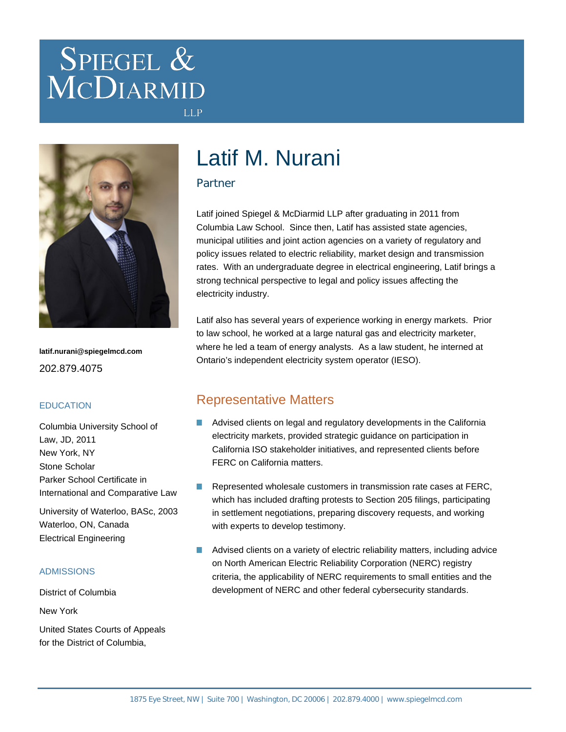# Spiegel & McDiarmid LLP

# Latif M. Nurani

## Partner

latif.nurani@spiegelmcd.com

202.879.4075

### EDUCATION

Columbia University School of Law, JD, 2011
New York, NY
Stone Scholar
Parker School Certificate in International and Comparative Law

University of Waterloo, BASc, 2003
Waterloo, ON, Canada
Electrical Engineering

### ADMISSIONS

District of Columbia

New York

United States Courts of Appeals for the District of Columbia,

Latif joined Spiegel & McDiarmid LLP after graduating in 2011 from Columbia Law School. Since then, Latif has assisted state agencies, municipal utilities and joint action agencies on a variety of regulatory and policy issues related to electric reliability, market design and transmission rates. With an undergraduate degree in electrical engineering, Latif brings a strong technical perspective to legal and policy issues affecting the electricity industry.

Latif also has several years of experience working in energy markets. Prior to law school, he worked at a large natural gas and electricity marketer, where he led a team of energy analysts. As a law student, he interned at Ontario's independent electricity system operator (IESO).

## Representative Matters

- Advised clients on legal and regulatory developments in the California electricity markets, provided strategic guidance on participation in California ISO stakeholder initiatives, and represented clients before FERC on California matters.
- Represented wholesale customers in transmission rate cases at FERC, which has included drafting protests to Section 205 filings, participating in settlement negotiations, preparing discovery requests, and working with experts to develop testimony.
- Advised clients on a variety of electric reliability matters, including advice on North American Electric Reliability Corporation (NERC) registry criteria, the applicability of NERC requirements to small entities and the development of NERC and other federal cybersecurity standards.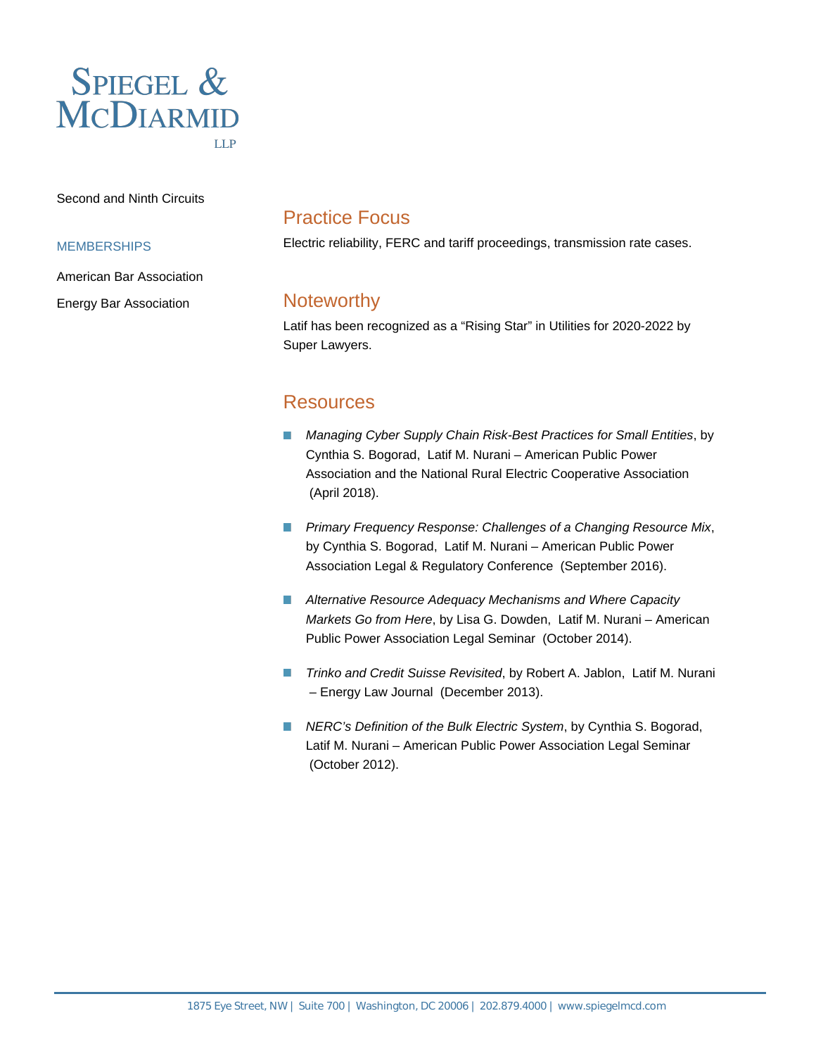Second and Ninth Circuits

MEMBERSHIPS

American Bar Association

Energy Bar Association

## Practice Focus

Electric reliability, FERC and tariff proceedings, transmission rate cases.

## Noteworthy

Latif has been recognized as a "Rising Star" in Utilities for 2020-2022 by Super Lawyers.

## Resources

- *Managing Cyber Supply Chain Risk-Best Practices for Small Entities*, by Cynthia S. Bogorad, Latif M. Nurani – American Public Power Association and the National Rural Electric Cooperative Association (April 2018).
- *Primary Frequency Response: Challenges of a Changing Resource Mix*, by Cynthia S. Bogorad, Latif M. Nurani – American Public Power Association Legal & Regulatory Conference (September 2016).
- *Alternative Resource Adequacy Mechanisms and Where Capacity Markets Go from Here*, by Lisa G. Dowden, Latif M. Nurani – American Public Power Association Legal Seminar (October 2014).
- *Trinko and Credit Suisse Revisited*, by Robert A. Jablon, Latif M. Nurani – Energy Law Journal (December 2013).
- *NERC's Definition of the Bulk Electric System*, by Cynthia S. Bogorad, Latif M. Nurani – American Public Power Association Legal Seminar (October 2012).